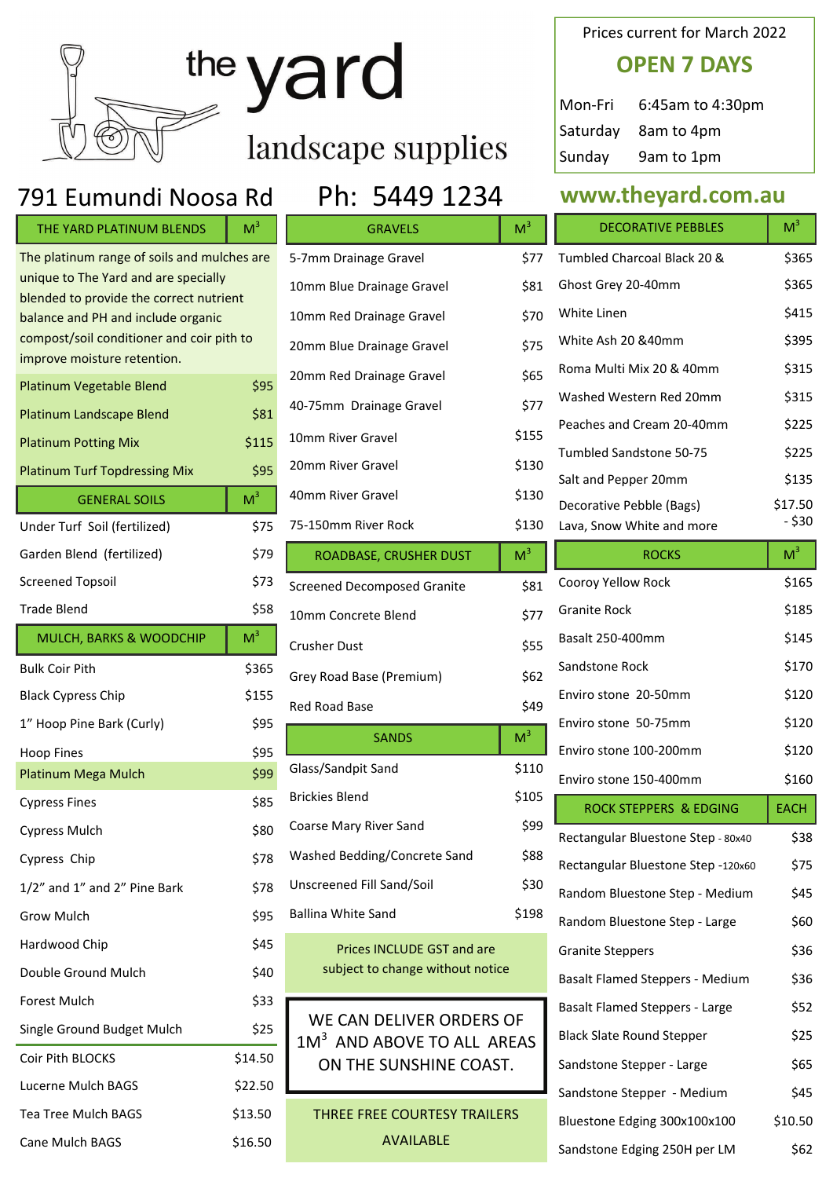# the yard landscape supplies

791 Eumundi Noosa Rd

Ph: 5449 1234

Prices current for March 2022

**OPEN 7 DAYS**

| | |
|---|---|
| Mon-Fri | 6:45am to 4:30pm |
| Saturday | 8am to 4pm |
| Sunday | 9am to 1pm |

www.theyard.com.au

| THE YARD PLATINUM BLENDS | $M^3$ |
|---|---|
| The platinum range of soils and mulches are unique to The Yard and are specially blended to provide the correct nutrient balance and PH and include organic compost/soil conditioner and coir pith to improve moisture retention. | |
| Platinum Vegetable Blend | $95 |
| Platinum Landscape Blend | $81 |
| Platinum Potting Mix | $115 |
| Platinum Turf Topdressing Mix | $95 |

| GENERAL SOILS | $M^3$ |
|---|---|
| Under Turf Soil (fertilized) | $75 |
| Garden Blend (fertilized) | $79 |
| Screened Topsoil | $73 |
| Trade Blend | $58 |

| MULCH, BARKS & WOODCHIP | $M^3$ |
|---|---|
| Bulk Coir Pith | $365 |
| Black Cypress Chip | $155 |
| 1" Hoop Pine Bark (Curly) | $95 |
| Hoop Fines | $95 |
| Platinum Mega Mulch | $99 |
| Cypress Fines | $85 |
| Cypress Mulch | $80 |
| Cypress Chip | $78 |
| 1/2" and 1" and 2" Pine Bark | $78 |
| Grow Mulch | $95 |
| Hardwood Chip | $45 |
| Double Ground Mulch | $40 |
| Forest Mulch | $33 |
| Single Ground Budget Mulch | $25 |
| Coir Pith BLOCKS | $14.50 |
| Lucerne Mulch BAGS | $22.50 |
| Tea Tree Mulch BAGS | $13.50 |
| Cane Mulch BAGS | $16.50 |

| GRAVELS | $M^3$ |
|---|---|
| 5-7mm Drainage Gravel | $77 |
| 10mm Blue Drainage Gravel | $81 |
| 10mm Red Drainage Gravel | $70 |
| 20mm Blue Drainage Gravel | $75 |
| 20mm Red Drainage Gravel | $65 |
| 40-75mm Drainage Gravel | $77 |
| 10mm River Gravel | $155 |
| 20mm River Gravel | $130 |
| 40mm River Gravel | $130 |
| 75-150mm River Rock | $130 |

| ROADBASE, CRUSHER DUST | $M^3$ |
|---|---|
| Screened Decomposed Granite | $81 |
| 10mm Concrete Blend | $77 |
| Crusher Dust | $55 |
| Grey Road Base (Premium) | $62 |
| Red Road Base | $49 |

| SANDS | $M^3$ |
|---|---|
| Glass/Sandpit Sand | $110 |
| Brickies Blend | $105 |
| Coarse Mary River Sand | $99 |
| Washed Bedding/Concrete Sand | $88 |
| Unscreened Fill Sand/Soil | $30 |
| Ballina White Sand | $198 |

Prices INCLUDE GST and are subject to change without notice

WE CAN DELIVER ORDERS OF $1M^3$ AND ABOVE TO ALL AREAS ON THE SUNSHINE COAST.

THREE FREE COURTESY TRAILERS AVAILABLE

| DECORATIVE PEBBLES | $M^3$ |
|---|---|
| Tumbled Charcoal Black 20 & | $365 |
| Ghost Grey 20-40mm | $365 |
| White Linen | $415 |
| White Ash 20 &40mm | $395 |
| Roma Multi Mix 20 & 40mm | $315 |
| Washed Western Red 20mm | $315 |
| Peaches and Cream 20-40mm | $225 |
| Tumbled Sandstone 50-75 | $225 |
| Salt and Pepper 20mm | $135 |
| Decorative Pebble (Bags) Lava, Snow White and more | $17.50 - $30 |

| ROCKS | $M^3$ |
|---|---|
| Cooroy Yellow Rock | $165 |
| Granite Rock | $185 |
| Basalt 250-400mm | $145 |
| Sandstone Rock | $170 |
| Enviro stone 20-50mm | $120 |
| Enviro stone 50-75mm | $120 |
| Enviro stone 100-200mm | $120 |
| Enviro stone 150-400mm | $160 |

| ROCK STEPPERS & EDGING | EACH |
|---|---|
| Rectangular Bluestone Step - 80x40 | $38 |
| Rectangular Bluestone Step -120x60 | $75 |
| Random Bluestone Step - Medium | $45 |
| Random Bluestone Step - Large | $60 |
| Granite Steppers | $36 |
| Basalt Flamed Steppers - Medium | $36 |
| Basalt Flamed Steppers - Large | $52 |
| Black Slate Round Stepper | $25 |
| Sandstone Stepper - Large | $65 |
| Sandstone Stepper - Medium | $45 |
| Bluestone Edging 300x100x100 | $10.50 |
| Sandstone Edging 250H per LM | $62 |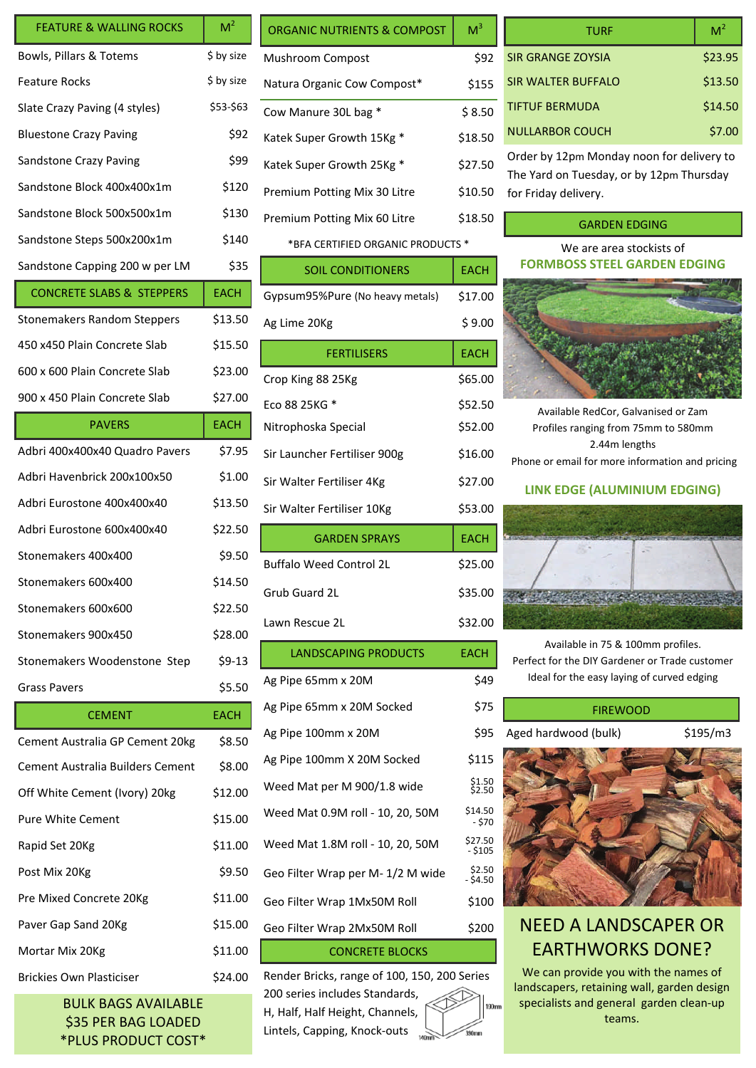| FEATURE & WALLING ROCKS | $M^2$ |
|---|---|
| Bowls, Pillars & Totems | $ by size |
| Feature Rocks | $ by size |
| Slate Crazy Paving (4 styles) | $53-$63 |
| Bluestone Crazy Paving | $92 |
| Sandstone Crazy Paving | $99 |
| Sandstone Block 400x400x1m | $120 |
| Sandstone Block 500x500x1m | $130 |
| Sandstone Steps 500x200x1m | $140 |
| Sandstone Capping 200 w per LM | $35 |

| CONCRETE SLABS & STEPPERS | EACH |
|---|---|
| Stonemakers Random Steppers | $13.50 |
| 450 x450 Plain Concrete Slab | $15.50 |
| 600 x 600 Plain Concrete Slab | $23.00 |
| 900 x 450 Plain Concrete Slab | $27.00 |

| PAVERS | EACH |
|---|---|
| Adbri 400x400x40 Quadro Pavers | $7.95 |
| Adbri Havenbrick 200x100x50 | $1.00 |
| Adbri Eurostone 400x400x40 | $13.50 |
| Adbri Eurostone 600x400x40 | $22.50 |
| Stonemakers 400x400 | $9.50 |
| Stonemakers 600x400 | $14.50 |
| Stonemakers 600x600 | $22.50 |
| Stonemakers 900x450 | $28.00 |
| Stonemakers Woodenstone Step | $9-13 |
| Grass Pavers | $5.50 |

| CEMENT | EACH |
|---|---|
| Cement Australia GP Cement 20kg | $8.50 |
| Cement Australia Builders Cement | $8.00 |
| Off White Cement (Ivory) 20kg | $12.00 |
| Pure White Cement | $15.00 |
| Rapid Set 20Kg | $11.00 |
| Post Mix 20Kg | $9.50 |
| Pre Mixed Concrete 20Kg | $11.00 |
| Paver Gap Sand 20Kg | $15.00 |
| Mortar Mix 20Kg | $11.00 |
| Brickies Own Plasticiser | $24.00 |

BULK BAGS AVAILABLE
$35 PER BAG LOADED
*PLUS PRODUCT COST*

| ORGANIC NUTRIENTS & COMPOST | $M^3$ |
|---|---|
| Mushroom Compost | $92 |
| Natura Organic Cow Compost* | $155 |
| Cow Manure 30L bag * | $ 8.50 |
| Katek Super Growth 15Kg * | $18.50 |
| Katek Super Growth 25Kg * | $27.50 |
| Premium Potting Mix 30 Litre | $10.50 |
| Premium Potting Mix 60 Litre | $18.50 |

*BFA CERTIFIED ORGANIC PRODUCTS *

| SOIL CONDITIONERS | EACH |
|---|---|
| Gypsum95%Pure (No heavy metals) | $17.00 |
| Ag Lime 20Kg | $ 9.00 |

| FERTILISERS | EACH |
|---|---|
| Crop King 88 25Kg | $65.00 |
| Eco 88 25KG * | $52.50 |
| Nitrophoska Special | $52.00 |
| Sir Launcher Fertiliser 900g | $16.00 |
| Sir Walter Fertiliser 4Kg | $27.00 |
| Sir Walter Fertiliser 10Kg | $53.00 |

| GARDEN SPRAYS | EACH |
|---|---|
| Buffalo Weed Control 2L | $25.00 |
| Grub Guard 2L | $35.00 |
| Lawn Rescue 2L | $32.00 |

| LANDSCAPING PRODUCTS | EACH |
|---|---|
| Ag Pipe 65mm x 20M | $49 |
| Ag Pipe 65mm x 20M Socked | $75 |
| Ag Pipe 100mm x 20M | $95 |
| Ag Pipe 100mm X 20M Socked | $115 |
| Weed Mat per M 900/1.8 wide | $1.50 $2.50 |
| Weed Mat 0.9M roll - 10, 20, 50M | $14.50 - $70 |
| Weed Mat 1.8M roll - 10, 20, 50M | $27.50 - $105 |
| Geo Filter Wrap per M- 1/2 M wide | $2.50 - $4.50 |
| Geo Filter Wrap 1Mx50M Roll | $100 |
| Geo Filter Wrap 2Mx50M Roll | $200 |

**CONCRETE BLOCKS**

Render Bricks, range of 100, 150, 200 Series
200 series includes Standards, H, Half, Half Height, Channels, Lintels, Capping, Knock-outs

| TURF | $M^2$ |
|---|---|
| SIR GRANGE ZOYSIA | $23.95 |
| SIR WALTER BUFFALO | $13.50 |
| TIFTUF BERMUDA | $14.50 |
| NULLARBOR COUCH | $7.00 |

Order by 12pm Monday noon for delivery to The Yard on Tuesday, or by 12pm Thursday for Friday delivery.

**GARDEN EDGING**

We are area stockists of
**FORMBOSS STEEL GARDEN EDGING**

Available RedCor, Galvanised or Zam
Profiles ranging from 75mm to 580mm
2.44m lengths
Phone or email for more information and pricing

**LINK EDGE (ALUMINIUM EDGING)**

Available in 75 & 100mm profiles.
Perfect for the DIY Gardener or Trade customer
Ideal for the easy laying of curved edging

| FIREWOOD | |
|---|---|
| Aged hardwood (bulk) | $195/m3 |

## NEED A LANDSCAPER OR EARTHWORKS DONE?

We can provide you with the names of landscapers, retaining wall, garden design specialists and general garden clean-up teams.